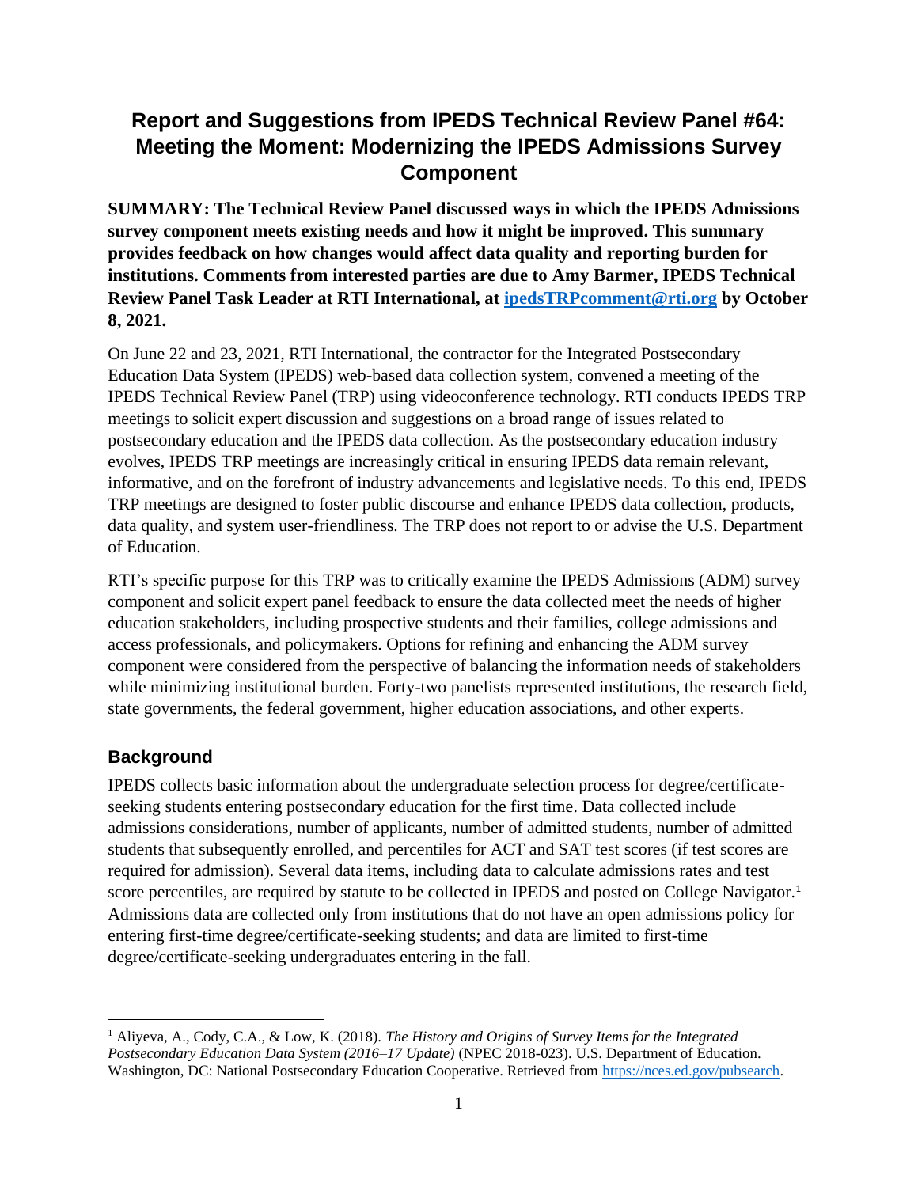# Report and Suggestions from IPEDS Technical Review Panel #64: Meeting the Moment: Modernizing the IPEDS Admissions Survey Component

**SUMMARY: The Technical Review Panel discussed ways in which the IPEDS Admissions survey component meets existing needs and how it might be improved. This summary provides feedback on how changes would affect data quality and reporting burden for institutions. Comments from interested parties are due to Amy Barmer, IPEDS Technical Review Panel Task Leader at RTI International, at [ipedsTRPcomment@rti.org](mailto:ipedsTRPcomment@rti.org) by October 8, 2021.**

On June 22 and 23, 2021, RTI International, the contractor for the Integrated Postsecondary Education Data System (IPEDS) web-based data collection system, convened a meeting of the IPEDS Technical Review Panel (TRP) using videoconference technology. RTI conducts IPEDS TRP meetings to solicit expert discussion and suggestions on a broad range of issues related to postsecondary education and the IPEDS data collection. As the postsecondary education industry evolves, IPEDS TRP meetings are increasingly critical in ensuring IPEDS data remain relevant, informative, and on the forefront of industry advancements and legislative needs. To this end, IPEDS TRP meetings are designed to foster public discourse and enhance IPEDS data collection, products, data quality, and system user-friendliness. The TRP does not report to or advise the U.S. Department of Education.

RTI's specific purpose for this TRP was to critically examine the IPEDS Admissions (ADM) survey component and solicit expert panel feedback to ensure the data collected meet the needs of higher education stakeholders, including prospective students and their families, college admissions and access professionals, and policymakers. Options for refining and enhancing the ADM survey component were considered from the perspective of balancing the information needs of stakeholders while minimizing institutional burden. Forty-two panelists represented institutions, the research field, state governments, the federal government, higher education associations, and other experts.

## Background

IPEDS collects basic information about the undergraduate selection process for degree/certificate-seeking students entering postsecondary education for the first time. Data collected include admissions considerations, number of applicants, number of admitted students, number of admitted students that subsequently enrolled, and percentiles for ACT and SAT test scores (if test scores are required for admission). Several data items, including data to calculate admissions rates and test score percentiles, are required by statute to be collected in IPEDS and posted on College Navigator.[1] Admissions data are collected only from institutions that do not have an open admissions policy for entering first-time degree/certificate-seeking students; and data are limited to first-time degree/certificate-seeking undergraduates entering in the fall.

---

[1] Aliyeva, A., Cody, C.A., & Low, K. (2018). *The History and Origins of Survey Items for the Integrated Postsecondary Education Data System (2016–17 Update)* (NPEC 2018-023). U.S. Department of Education. Washington, DC: National Postsecondary Education Cooperative. Retrieved from [https://nces.ed.gov/pubsearch](https://nces.ed.gov/pubsearch).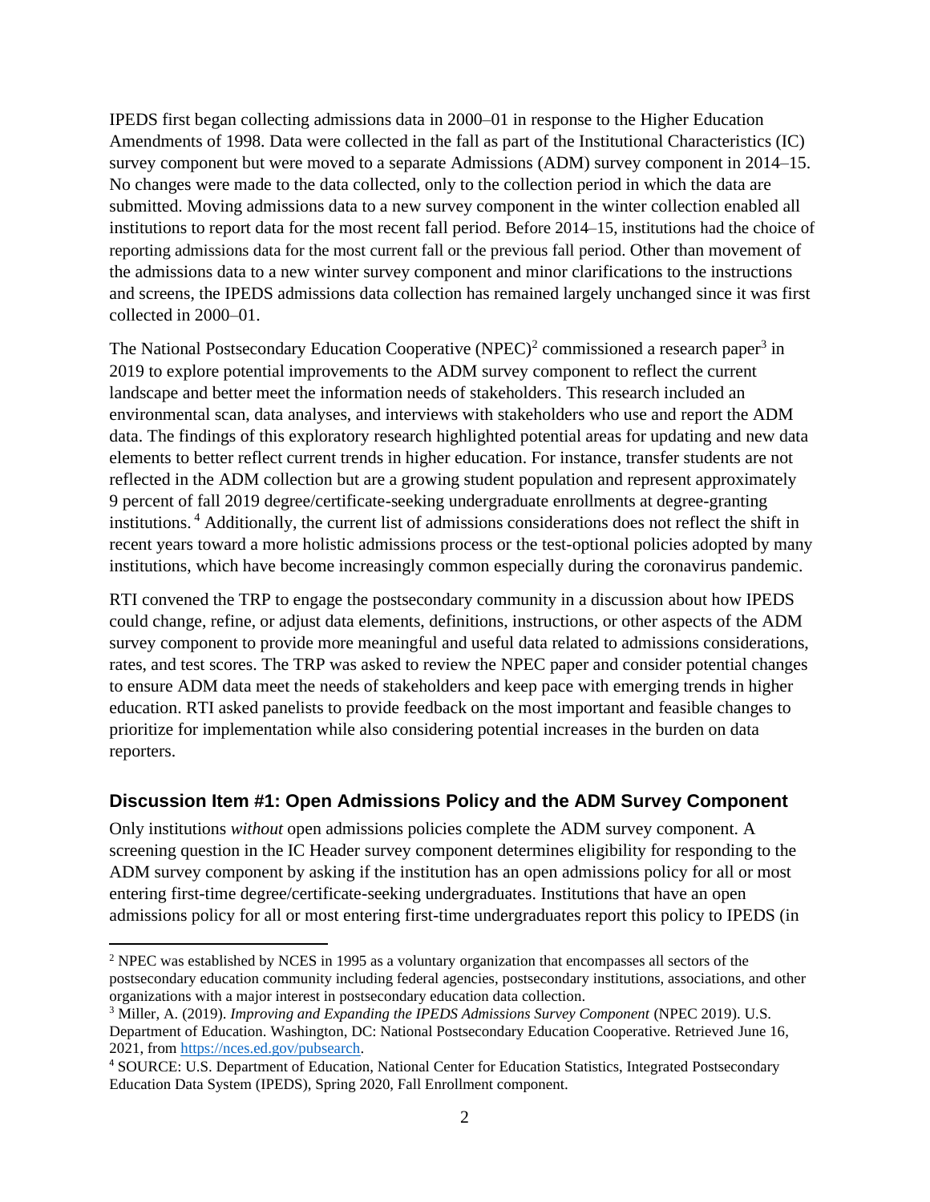IPEDS first began collecting admissions data in 2000–01 in response to the Higher Education Amendments of 1998. Data were collected in the fall as part of the Institutional Characteristics (IC) survey component but were moved to a separate Admissions (ADM) survey component in 2014–15. No changes were made to the data collected, only to the collection period in which the data are submitted. Moving admissions data to a new survey component in the winter collection enabled all institutions to report data for the most recent fall period. Before 2014–15, institutions had the choice of reporting admissions data for the most current fall or the previous fall period. Other than movement of the admissions data to a new winter survey component and minor clarifications to the instructions and screens, the IPEDS admissions data collection has remained largely unchanged since it was first collected in 2000–01.

The National Postsecondary Education Cooperative (NPEC)[2] commissioned a research paper[3] in 2019 to explore potential improvements to the ADM survey component to reflect the current landscape and better meet the information needs of stakeholders. This research included an environmental scan, data analyses, and interviews with stakeholders who use and report the ADM data. The findings of this exploratory research highlighted potential areas for updating and new data elements to better reflect current trends in higher education. For instance, transfer students are not reflected in the ADM collection but are a growing student population and represent approximately 9 percent of fall 2019 degree/certificate-seeking undergraduate enrollments at degree-granting institutions.[4] Additionally, the current list of admissions considerations does not reflect the shift in recent years toward a more holistic admissions process or the test-optional policies adopted by many institutions, which have become increasingly common especially during the coronavirus pandemic.

RTI convened the TRP to engage the postsecondary community in a discussion about how IPEDS could change, refine, or adjust data elements, definitions, instructions, or other aspects of the ADM survey component to provide more meaningful and useful data related to admissions considerations, rates, and test scores. The TRP was asked to review the NPEC paper and consider potential changes to ensure ADM data meet the needs of stakeholders and keep pace with emerging trends in higher education. RTI asked panelists to provide feedback on the most important and feasible changes to prioritize for implementation while also considering potential increases in the burden on data reporters.

### Discussion Item #1: Open Admissions Policy and the ADM Survey Component

Only institutions *without* open admissions policies complete the ADM survey component. A screening question in the IC Header survey component determines eligibility for responding to the ADM survey component by asking if the institution has an open admissions policy for all or most entering first-time degree/certificate-seeking undergraduates. Institutions that have an open admissions policy for all or most entering first-time undergraduates report this policy to IPEDS (in

---

[2] NPEC was established by NCES in 1995 as a voluntary organization that encompasses all sectors of the postsecondary education community including federal agencies, postsecondary institutions, associations, and other organizations with a major interest in postsecondary education data collection.

[3] Miller, A. (2019). *Improving and Expanding the IPEDS Admissions Survey Component* (NPEC 2019). U.S. Department of Education. Washington, DC: National Postsecondary Education Cooperative. Retrieved June 16, 2021, from https://nces.ed.gov/pubsearch.

[4] SOURCE: U.S. Department of Education, National Center for Education Statistics, Integrated Postsecondary Education Data System (IPEDS), Spring 2020, Fall Enrollment component.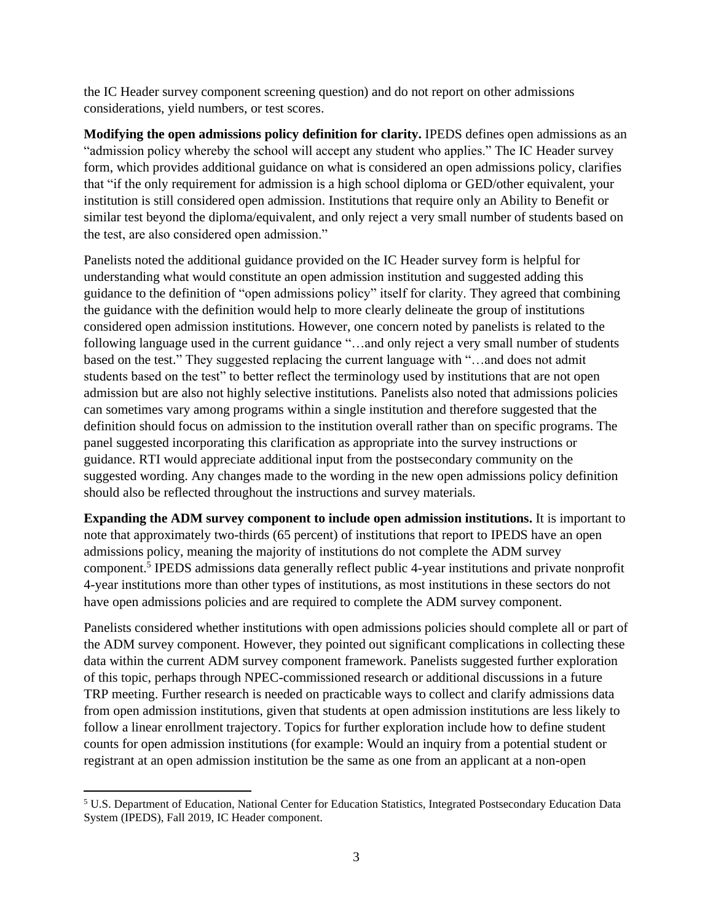the IC Header survey component screening question) and do not report on other admissions considerations, yield numbers, or test scores.

**Modifying the open admissions policy definition for clarity.** IPEDS defines open admissions as an "admission policy whereby the school will accept any student who applies." The IC Header survey form, which provides additional guidance on what is considered an open admissions policy, clarifies that "if the only requirement for admission is a high school diploma or GED/other equivalent, your institution is still considered open admission. Institutions that require only an Ability to Benefit or similar test beyond the diploma/equivalent, and only reject a very small number of students based on the test, are also considered open admission."

Panelists noted the additional guidance provided on the IC Header survey form is helpful for understanding what would constitute an open admission institution and suggested adding this guidance to the definition of "open admissions policy" itself for clarity. They agreed that combining the guidance with the definition would help to more clearly delineate the group of institutions considered open admission institutions. However, one concern noted by panelists is related to the following language used in the current guidance "…and only reject a very small number of students based on the test." They suggested replacing the current language with "…and does not admit students based on the test" to better reflect the terminology used by institutions that are not open admission but are also not highly selective institutions. Panelists also noted that admissions policies can sometimes vary among programs within a single institution and therefore suggested that the definition should focus on admission to the institution overall rather than on specific programs. The panel suggested incorporating this clarification as appropriate into the survey instructions or guidance. RTI would appreciate additional input from the postsecondary community on the suggested wording. Any changes made to the wording in the new open admissions policy definition should also be reflected throughout the instructions and survey materials.

**Expanding the ADM survey component to include open admission institutions.** It is important to note that approximately two-thirds (65 percent) of institutions that report to IPEDS have an open admissions policy, meaning the majority of institutions do not complete the ADM survey component.[5] IPEDS admissions data generally reflect public 4-year institutions and private nonprofit 4-year institutions more than other types of institutions, as most institutions in these sectors do not have open admissions policies and are required to complete the ADM survey component.

Panelists considered whether institutions with open admissions policies should complete all or part of the ADM survey component. However, they pointed out significant complications in collecting these data within the current ADM survey component framework. Panelists suggested further exploration of this topic, perhaps through NPEC-commissioned research or additional discussions in a future TRP meeting. Further research is needed on practicable ways to collect and clarify admissions data from open admission institutions, given that students at open admission institutions are less likely to follow a linear enrollment trajectory. Topics for further exploration include how to define student counts for open admission institutions (for example: Would an inquiry from a potential student or registrant at an open admission institution be the same as one from an applicant at a non-open

[5] U.S. Department of Education, National Center for Education Statistics, Integrated Postsecondary Education Data System (IPEDS), Fall 2019, IC Header component.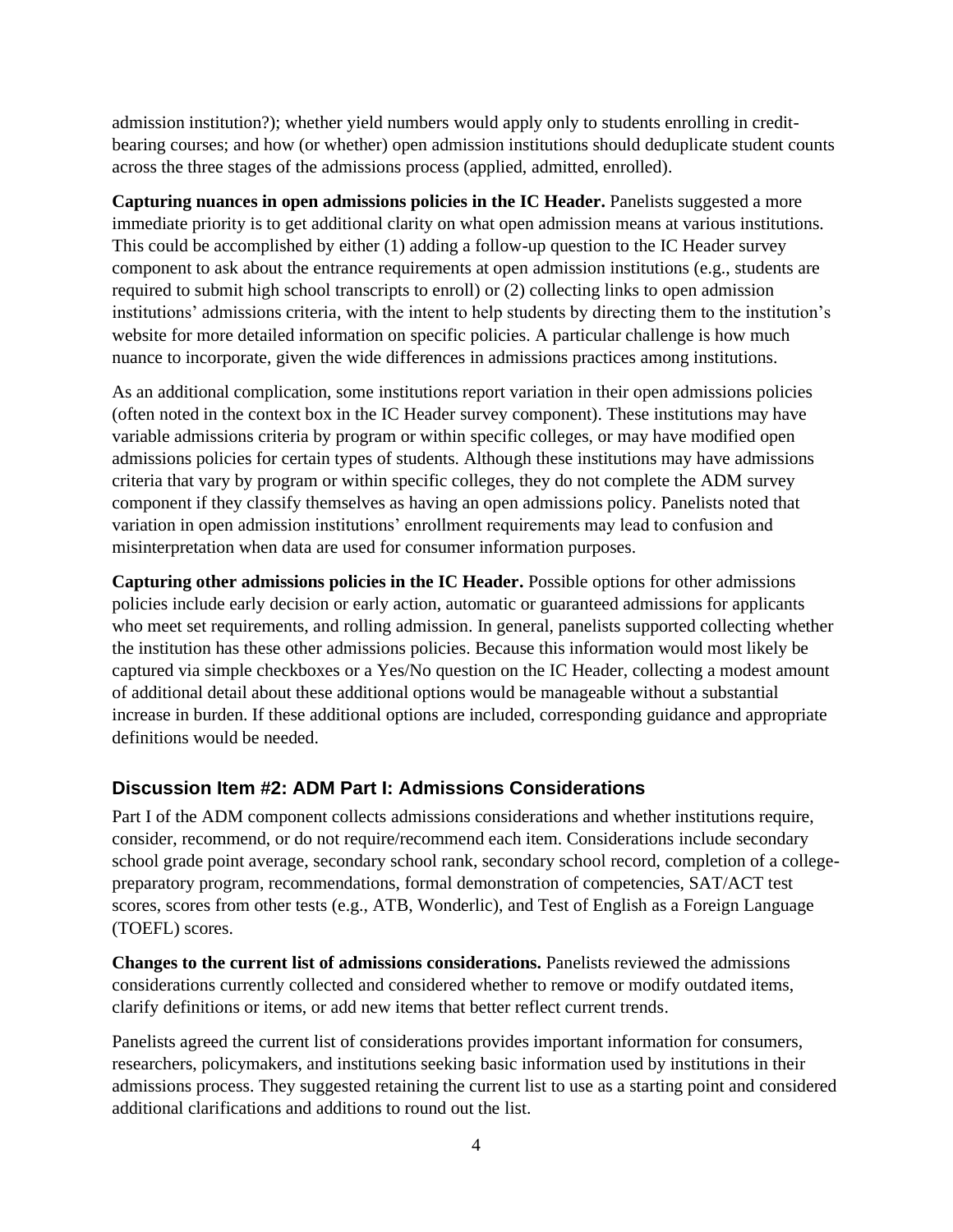admission institution?); whether yield numbers would apply only to students enrolling in credit-bearing courses; and how (or whether) open admission institutions should deduplicate student counts across the three stages of the admissions process (applied, admitted, enrolled).

**Capturing nuances in open admissions policies in the IC Header.** Panelists suggested a more immediate priority is to get additional clarity on what open admission means at various institutions. This could be accomplished by either (1) adding a follow-up question to the IC Header survey component to ask about the entrance requirements at open admission institutions (e.g., students are required to submit high school transcripts to enroll) or (2) collecting links to open admission institutions' admissions criteria, with the intent to help students by directing them to the institution's website for more detailed information on specific policies. A particular challenge is how much nuance to incorporate, given the wide differences in admissions practices among institutions.

As an additional complication, some institutions report variation in their open admissions policies (often noted in the context box in the IC Header survey component). These institutions may have variable admissions criteria by program or within specific colleges, or may have modified open admissions policies for certain types of students. Although these institutions may have admissions criteria that vary by program or within specific colleges, they do not complete the ADM survey component if they classify themselves as having an open admissions policy. Panelists noted that variation in open admission institutions' enrollment requirements may lead to confusion and misinterpretation when data are used for consumer information purposes.

**Capturing other admissions policies in the IC Header.** Possible options for other admissions policies include early decision or early action, automatic or guaranteed admissions for applicants who meet set requirements, and rolling admission. In general, panelists supported collecting whether the institution has these other admissions policies. Because this information would most likely be captured via simple checkboxes or a Yes/No question on the IC Header, collecting a modest amount of additional detail about these additional options would be manageable without a substantial increase in burden. If these additional options are included, corresponding guidance and appropriate definitions would be needed.

## Discussion Item #2: ADM Part I: Admissions Considerations

Part I of the ADM component collects admissions considerations and whether institutions require, consider, recommend, or do not require/recommend each item. Considerations include secondary school grade point average, secondary school rank, secondary school record, completion of a college-preparatory program, recommendations, formal demonstration of competencies, SAT/ACT test scores, scores from other tests (e.g., ATB, Wonderlic), and Test of English as a Foreign Language (TOEFL) scores.

**Changes to the current list of admissions considerations.** Panelists reviewed the admissions considerations currently collected and considered whether to remove or modify outdated items, clarify definitions or items, or add new items that better reflect current trends.

Panelists agreed the current list of considerations provides important information for consumers, researchers, policymakers, and institutions seeking basic information used by institutions in their admissions process. They suggested retaining the current list to use as a starting point and considered additional clarifications and additions to round out the list.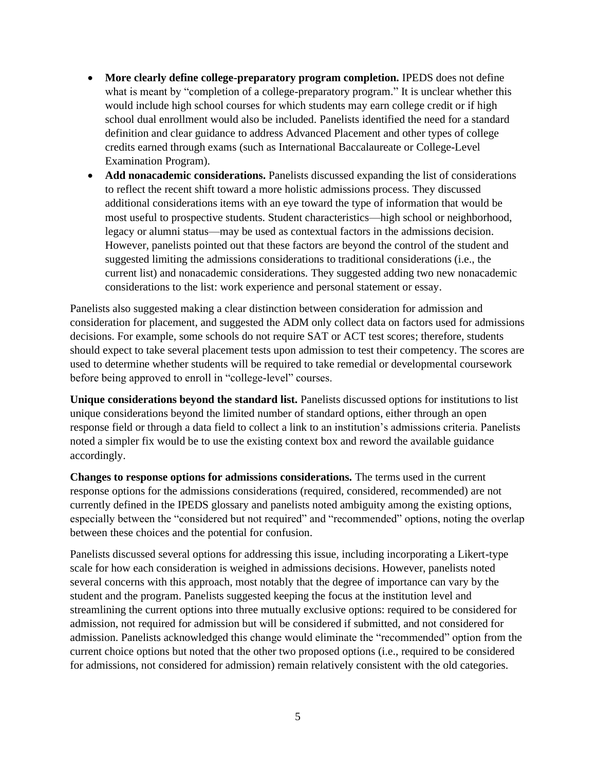- **More clearly define college-preparatory program completion.** IPEDS does not define what is meant by "completion of a college-preparatory program." It is unclear whether this would include high school courses for which students may earn college credit or if high school dual enrollment would also be included. Panelists identified the need for a standard definition and clear guidance to address Advanced Placement and other types of college credits earned through exams (such as International Baccalaureate or College-Level Examination Program).
- **Add nonacademic considerations.** Panelists discussed expanding the list of considerations to reflect the recent shift toward a more holistic admissions process. They discussed additional considerations items with an eye toward the type of information that would be most useful to prospective students. Student characteristics—high school or neighborhood, legacy or alumni status—may be used as contextual factors in the admissions decision. However, panelists pointed out that these factors are beyond the control of the student and suggested limiting the admissions considerations to traditional considerations (i.e., the current list) and nonacademic considerations. They suggested adding two new nonacademic considerations to the list: work experience and personal statement or essay.

Panelists also suggested making a clear distinction between consideration for admission and consideration for placement, and suggested the ADM only collect data on factors used for admissions decisions. For example, some schools do not require SAT or ACT test scores; therefore, students should expect to take several placement tests upon admission to test their competency. The scores are used to determine whether students will be required to take remedial or developmental coursework before being approved to enroll in "college-level" courses.

**Unique considerations beyond the standard list.** Panelists discussed options for institutions to list unique considerations beyond the limited number of standard options, either through an open response field or through a data field to collect a link to an institution's admissions criteria. Panelists noted a simpler fix would be to use the existing context box and reword the available guidance accordingly.

**Changes to response options for admissions considerations.** The terms used in the current response options for the admissions considerations (required, considered, recommended) are not currently defined in the IPEDS glossary and panelists noted ambiguity among the existing options, especially between the "considered but not required" and "recommended" options, noting the overlap between these choices and the potential for confusion.

Panelists discussed several options for addressing this issue, including incorporating a Likert-type scale for how each consideration is weighed in admissions decisions. However, panelists noted several concerns with this approach, most notably that the degree of importance can vary by the student and the program. Panelists suggested keeping the focus at the institution level and streamlining the current options into three mutually exclusive options: required to be considered for admission, not required for admission but will be considered if submitted, and not considered for admission. Panelists acknowledged this change would eliminate the "recommended" option from the current choice options but noted that the other two proposed options (i.e., required to be considered for admissions, not considered for admission) remain relatively consistent with the old categories.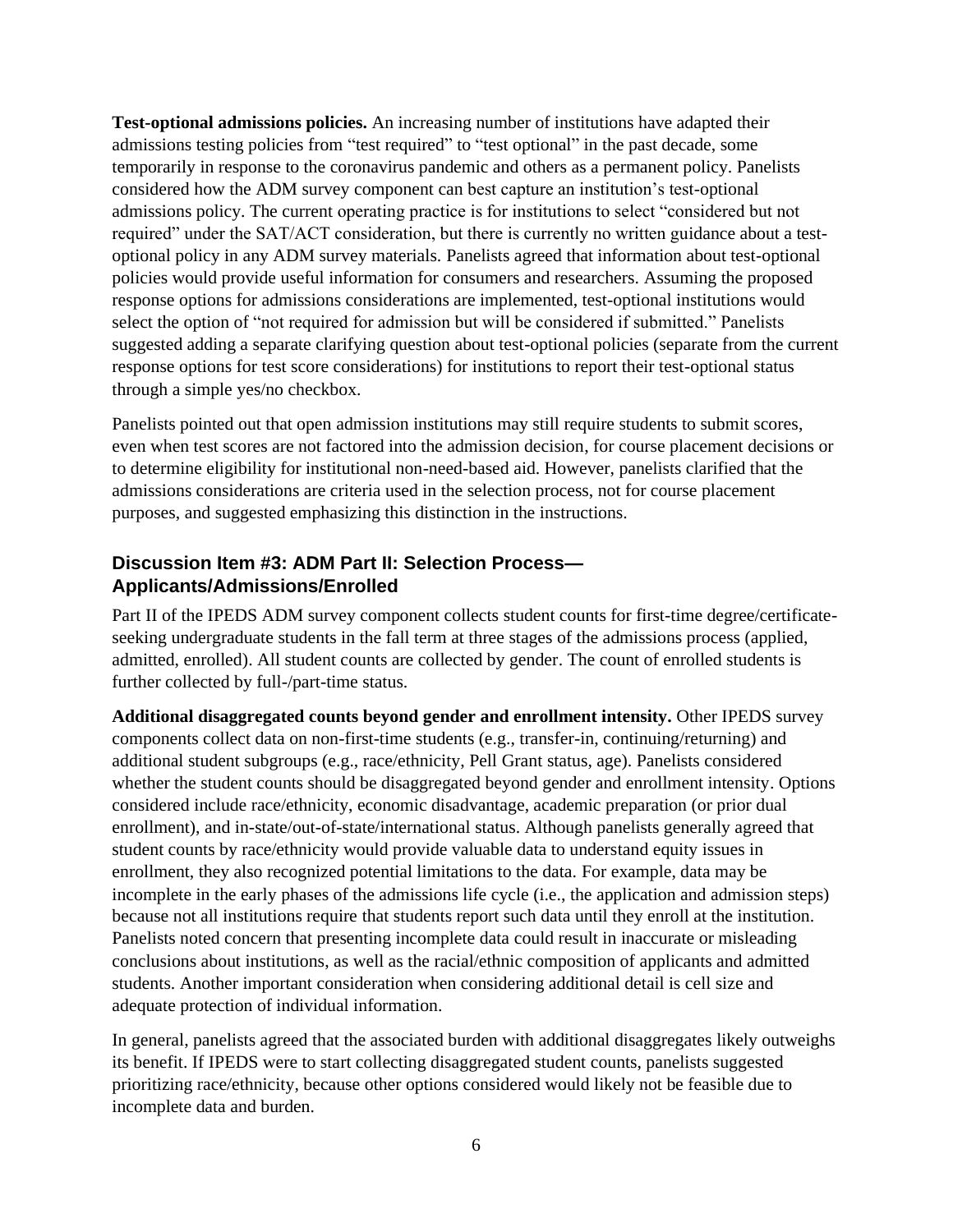**Test-optional admissions policies.** An increasing number of institutions have adapted their admissions testing policies from "test required" to "test optional" in the past decade, some temporarily in response to the coronavirus pandemic and others as a permanent policy. Panelists considered how the ADM survey component can best capture an institution's test-optional admissions policy. The current operating practice is for institutions to select "considered but not required" under the SAT/ACT consideration, but there is currently no written guidance about a test-optional policy in any ADM survey materials. Panelists agreed that information about test-optional policies would provide useful information for consumers and researchers. Assuming the proposed response options for admissions considerations are implemented, test-optional institutions would select the option of "not required for admission but will be considered if submitted." Panelists suggested adding a separate clarifying question about test-optional policies (separate from the current response options for test score considerations) for institutions to report their test-optional status through a simple yes/no checkbox.

Panelists pointed out that open admission institutions may still require students to submit scores, even when test scores are not factored into the admission decision, for course placement decisions or to determine eligibility for institutional non-need-based aid. However, panelists clarified that the admissions considerations are criteria used in the selection process, not for course placement purposes, and suggested emphasizing this distinction in the instructions.

### Discussion Item #3: ADM Part II: Selection Process—Applicants/Admissions/Enrolled

Part II of the IPEDS ADM survey component collects student counts for first-time degree/certificate-seeking undergraduate students in the fall term at three stages of the admissions process (applied, admitted, enrolled). All student counts are collected by gender. The count of enrolled students is further collected by full-/part-time status.

**Additional disaggregated counts beyond gender and enrollment intensity.** Other IPEDS survey components collect data on non-first-time students (e.g., transfer-in, continuing/returning) and additional student subgroups (e.g., race/ethnicity, Pell Grant status, age). Panelists considered whether the student counts should be disaggregated beyond gender and enrollment intensity. Options considered include race/ethnicity, economic disadvantage, academic preparation (or prior dual enrollment), and in-state/out-of-state/international status. Although panelists generally agreed that student counts by race/ethnicity would provide valuable data to understand equity issues in enrollment, they also recognized potential limitations to the data. For example, data may be incomplete in the early phases of the admissions life cycle (i.e., the application and admission steps) because not all institutions require that students report such data until they enroll at the institution. Panelists noted concern that presenting incomplete data could result in inaccurate or misleading conclusions about institutions, as well as the racial/ethnic composition of applicants and admitted students. Another important consideration when considering additional detail is cell size and adequate protection of individual information.

In general, panelists agreed that the associated burden with additional disaggregates likely outweighs its benefit. If IPEDS were to start collecting disaggregated student counts, panelists suggested prioritizing race/ethnicity, because other options considered would likely not be feasible due to incomplete data and burden.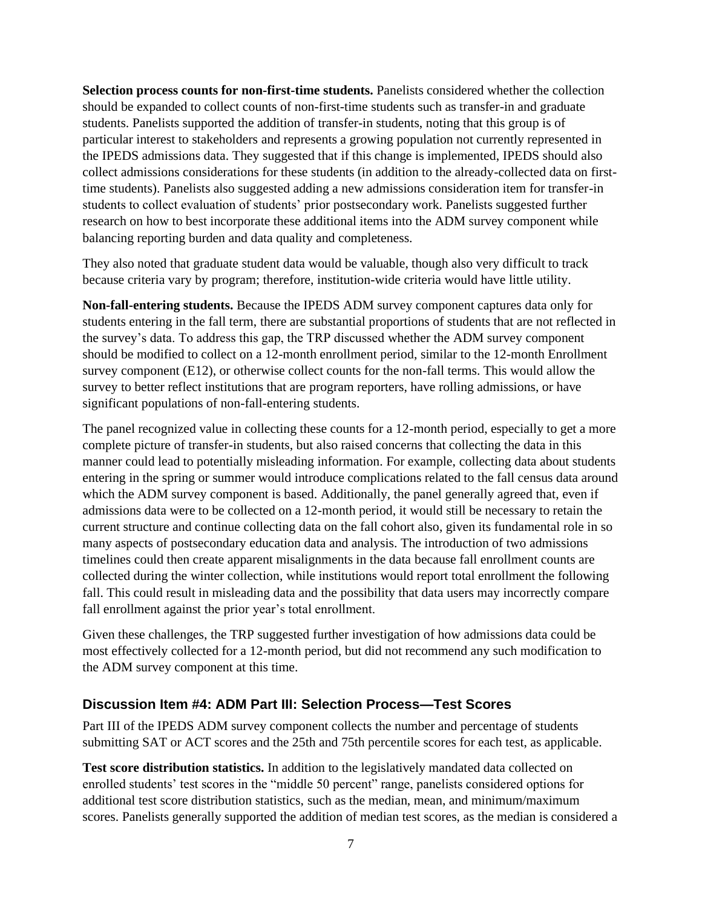**Selection process counts for non-first-time students.** Panelists considered whether the collection should be expanded to collect counts of non-first-time students such as transfer-in and graduate students. Panelists supported the addition of transfer-in students, noting that this group is of particular interest to stakeholders and represents a growing population not currently represented in the IPEDS admissions data. They suggested that if this change is implemented, IPEDS should also collect admissions considerations for these students (in addition to the already-collected data on first-time students). Panelists also suggested adding a new admissions consideration item for transfer-in students to collect evaluation of students' prior postsecondary work. Panelists suggested further research on how to best incorporate these additional items into the ADM survey component while balancing reporting burden and data quality and completeness.

They also noted that graduate student data would be valuable, though also very difficult to track because criteria vary by program; therefore, institution-wide criteria would have little utility.

**Non-fall-entering students.** Because the IPEDS ADM survey component captures data only for students entering in the fall term, there are substantial proportions of students that are not reflected in the survey's data. To address this gap, the TRP discussed whether the ADM survey component should be modified to collect on a 12-month enrollment period, similar to the 12-month Enrollment survey component (E12), or otherwise collect counts for the non-fall terms. This would allow the survey to better reflect institutions that are program reporters, have rolling admissions, or have significant populations of non-fall-entering students.

The panel recognized value in collecting these counts for a 12-month period, especially to get a more complete picture of transfer-in students, but also raised concerns that collecting the data in this manner could lead to potentially misleading information. For example, collecting data about students entering in the spring or summer would introduce complications related to the fall census data around which the ADM survey component is based. Additionally, the panel generally agreed that, even if admissions data were to be collected on a 12-month period, it would still be necessary to retain the current structure and continue collecting data on the fall cohort also, given its fundamental role in so many aspects of postsecondary education data and analysis. The introduction of two admissions timelines could then create apparent misalignments in the data because fall enrollment counts are collected during the winter collection, while institutions would report total enrollment the following fall. This could result in misleading data and the possibility that data users may incorrectly compare fall enrollment against the prior year's total enrollment.

Given these challenges, the TRP suggested further investigation of how admissions data could be most effectively collected for a 12-month period, but did not recommend any such modification to the ADM survey component at this time.

## Discussion Item #4: ADM Part III: Selection Process—Test Scores

Part III of the IPEDS ADM survey component collects the number and percentage of students submitting SAT or ACT scores and the 25th and 75th percentile scores for each test, as applicable.

**Test score distribution statistics.** In addition to the legislatively mandated data collected on enrolled students' test scores in the "middle 50 percent" range, panelists considered options for additional test score distribution statistics, such as the median, mean, and minimum/maximum scores. Panelists generally supported the addition of median test scores, as the median is considered a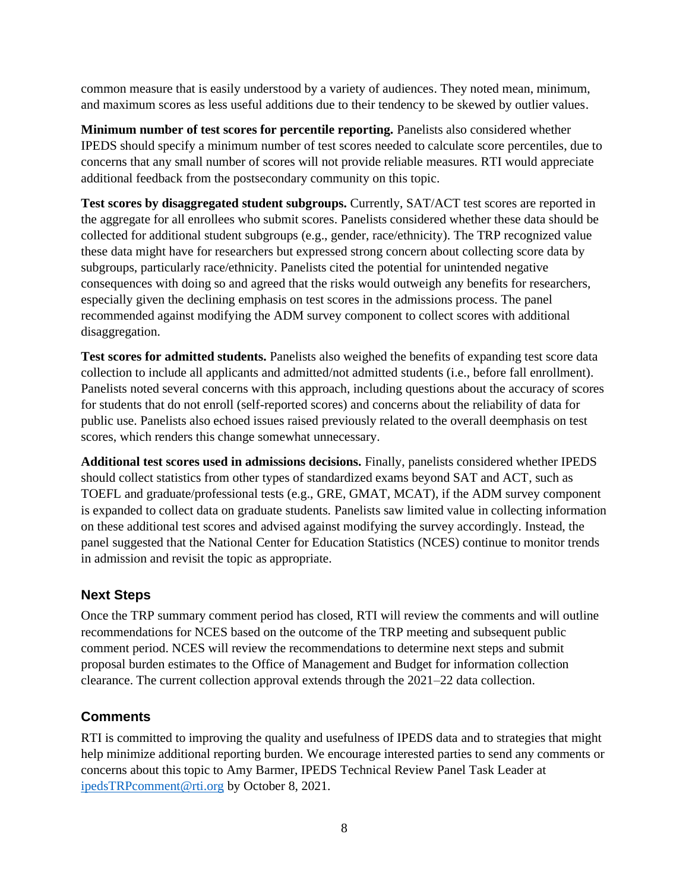common measure that is easily understood by a variety of audiences. They noted mean, minimum, and maximum scores as less useful additions due to their tendency to be skewed by outlier values.

**Minimum number of test scores for percentile reporting.** Panelists also considered whether IPEDS should specify a minimum number of test scores needed to calculate score percentiles, due to concerns that any small number of scores will not provide reliable measures. RTI would appreciate additional feedback from the postsecondary community on this topic.

**Test scores by disaggregated student subgroups.** Currently, SAT/ACT test scores are reported in the aggregate for all enrollees who submit scores. Panelists considered whether these data should be collected for additional student subgroups (e.g., gender, race/ethnicity). The TRP recognized value these data might have for researchers but expressed strong concern about collecting score data by subgroups, particularly race/ethnicity. Panelists cited the potential for unintended negative consequences with doing so and agreed that the risks would outweigh any benefits for researchers, especially given the declining emphasis on test scores in the admissions process. The panel recommended against modifying the ADM survey component to collect scores with additional disaggregation.

**Test scores for admitted students.** Panelists also weighed the benefits of expanding test score data collection to include all applicants and admitted/not admitted students (i.e., before fall enrollment). Panelists noted several concerns with this approach, including questions about the accuracy of scores for students that do not enroll (self-reported scores) and concerns about the reliability of data for public use. Panelists also echoed issues raised previously related to the overall deemphasis on test scores, which renders this change somewhat unnecessary.

**Additional test scores used in admissions decisions.** Finally, panelists considered whether IPEDS should collect statistics from other types of standardized exams beyond SAT and ACT, such as TOEFL and graduate/professional tests (e.g., GRE, GMAT, MCAT), if the ADM survey component is expanded to collect data on graduate students. Panelists saw limited value in collecting information on these additional test scores and advised against modifying the survey accordingly. Instead, the panel suggested that the National Center for Education Statistics (NCES) continue to monitor trends in admission and revisit the topic as appropriate.

## Next Steps

Once the TRP summary comment period has closed, RTI will review the comments and will outline recommendations for NCES based on the outcome of the TRP meeting and subsequent public comment period. NCES will review the recommendations to determine next steps and submit proposal burden estimates to the Office of Management and Budget for information collection clearance. The current collection approval extends through the 2021–22 data collection.

## Comments

RTI is committed to improving the quality and usefulness of IPEDS data and to strategies that might help minimize additional reporting burden. We encourage interested parties to send any comments or concerns about this topic to Amy Barmer, IPEDS Technical Review Panel Task Leader at ipedsTRPcomment@rti.org by October 8, 2021.